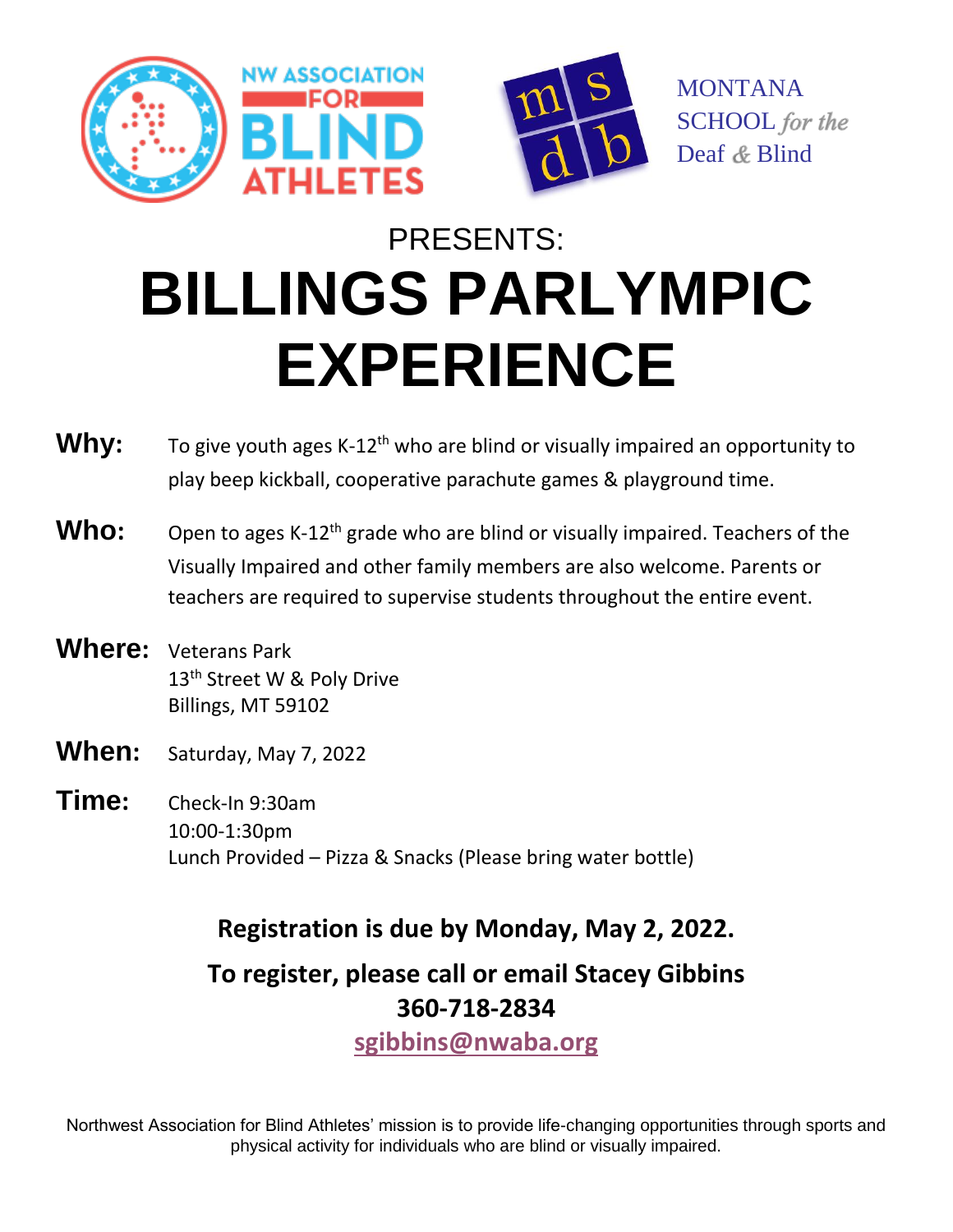NW ASSOCIATION FOR BLIND ATHLETES

MONTANA SCHOOL *for the* Deaf & Blind

PRESENTS:

# BILLINGS PARLYMPIC EXPERIENCE

**Why:** To give youth ages K-12th who are blind or visually impaired an opportunity to play beep kickball, cooperative parachute games & playground time.

**Who:** Open to ages K-12th grade who are blind or visually impaired. Teachers of the Visually Impaired and other family members are also welcome. Parents or teachers are required to supervise students throughout the entire event.

**Where:** Veterans Park
13th Street W & Poly Drive
Billings, MT 59102

**When:** Saturday, May 7, 2022

**Time:** Check-In 9:30am
10:00-1:30pm
Lunch Provided – Pizza & Snacks (Please bring water bottle)

**Registration is due by Monday, May 2, 2022.**

**To register, please call or email Stacey Gibbins**
**360-718-2834**
**sgibbins@nwaba.org**

Northwest Association for Blind Athletes' mission is to provide life-changing opportunities through sports and physical activity for individuals who are blind or visually impaired.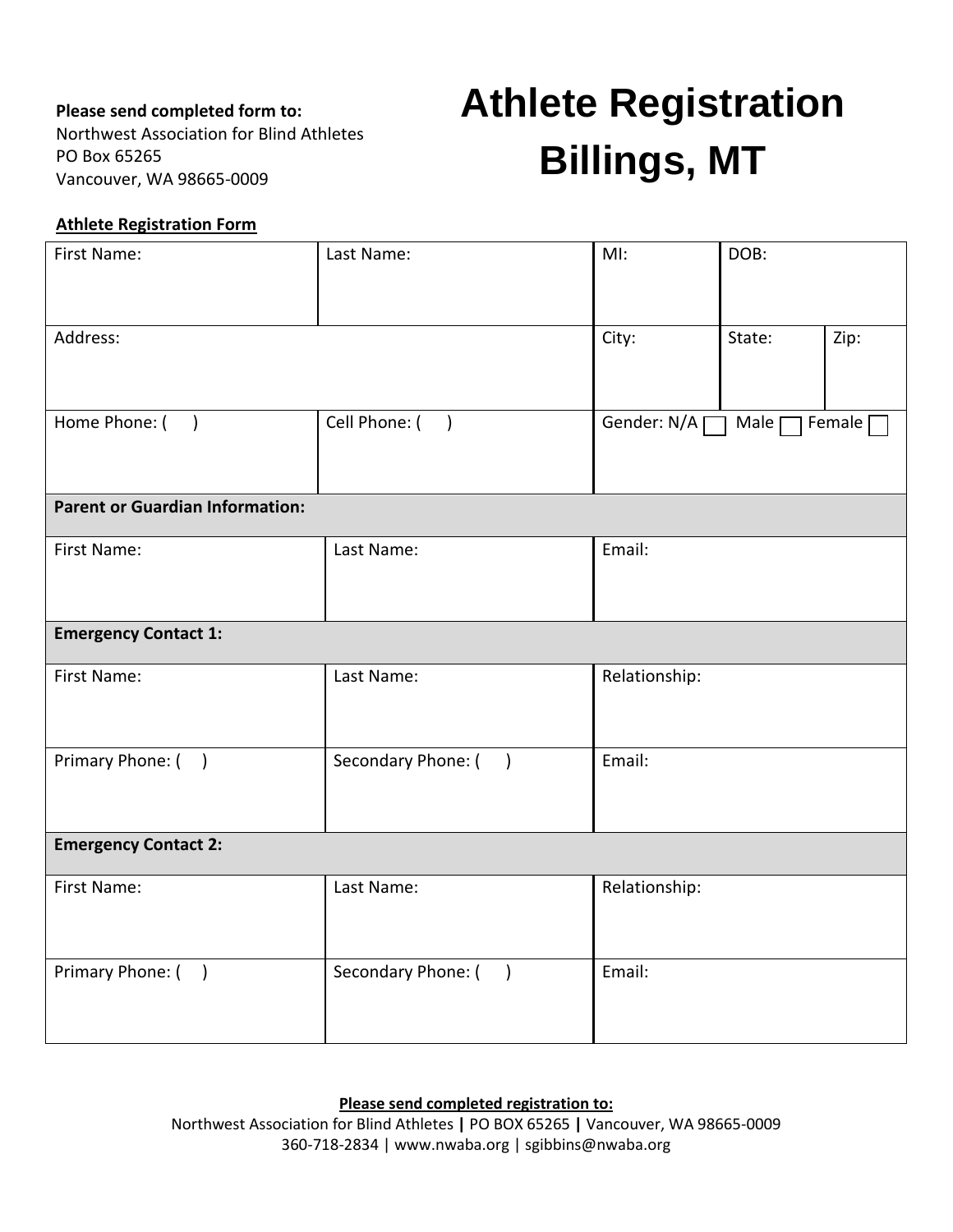**Please send completed form to:**
Northwest Association for Blind Athletes
PO Box 65265
Vancouver, WA 98665-0009

# Athlete Registration
# Billings, MT

**Athlete Registration Form**

| First Name: | Last Name: | MI: | DOB: | |
|---|---|---|---|---|
| Address: | | City: | State: | Zip: |
| Home Phone: ( ) | Cell Phone: ( ) | Gender: N/A ☐ Male ☐ Female ☐ | | |
| **Parent or Guardian Information:** | | | | |
| First Name: | Last Name: | Email: | | |
| **Emergency Contact 1:** | | | | |
| First Name: | Last Name: | Relationship: | | |
| Primary Phone: ( ) | Secondary Phone: ( ) | Email: | | |
| **Emergency Contact 2:** | | | | |
| First Name: | Last Name: | Relationship: | | |
| Primary Phone: ( ) | Secondary Phone: ( ) | Email: | | |

**Please send completed registration to:**
Northwest Association for Blind Athletes | PO BOX 65265 | Vancouver, WA 98665-0009
360-718-2834 | www.nwaba.org | sgibbins@nwaba.org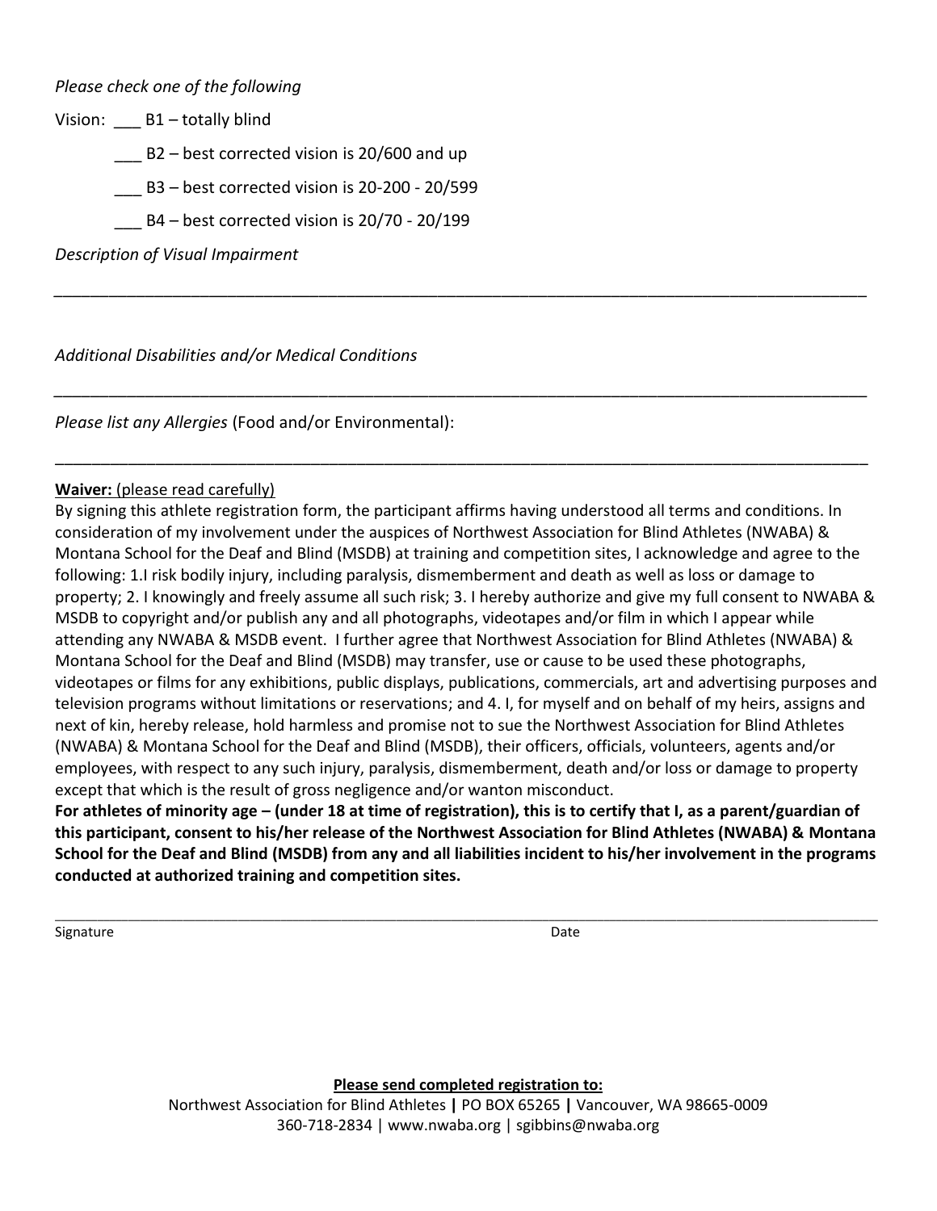*Please check one of the following*

Vision: ___ B1 – totally blind

___ B2 – best corrected vision is 20/600 and up

___ B3 – best corrected vision is 20-200 - 20/599

___ B4 – best corrected vision is 20/70 - 20/199

*Description of Visual Impairment*

_______________________________________________________________________________________________

*Additional Disabilities and/or Medical Conditions*

_______________________________________________________________________________________________

*Please list any Allergies* (Food and/or Environmental):

_______________________________________________________________________________________________

**Waiver:** (please read carefully)

By signing this athlete registration form, the participant affirms having understood all terms and conditions. In consideration of my involvement under the auspices of Northwest Association for Blind Athletes (NWABA) & Montana School for the Deaf and Blind (MSDB) at training and competition sites, I acknowledge and agree to the following: 1.I risk bodily injury, including paralysis, dismemberment and death as well as loss or damage to property; 2. I knowingly and freely assume all such risk; 3. I hereby authorize and give my full consent to NWABA & MSDB to copyright and/or publish any and all photographs, videotapes and/or film in which I appear while attending any NWABA & MSDB event. I further agree that Northwest Association for Blind Athletes (NWABA) & Montana School for the Deaf and Blind (MSDB) may transfer, use or cause to be used these photographs, videotapes or films for any exhibitions, public displays, publications, commercials, art and advertising purposes and television programs without limitations or reservations; and 4. I, for myself and on behalf of my heirs, assigns and next of kin, hereby release, hold harmless and promise not to sue the Northwest Association for Blind Athletes (NWABA) & Montana School for the Deaf and Blind (MSDB), their officers, officials, volunteers, agents and/or employees, with respect to any such injury, paralysis, dismemberment, death and/or loss or damage to property except that which is the result of gross negligence and/or wanton misconduct.

**For athletes of minority age – (under 18 at time of registration), this is to certify that I, as a parent/guardian of this participant, consent to his/her release of the Northwest Association for Blind Athletes (NWABA) & Montana School for the Deaf and Blind (MSDB) from any and all liabilities incident to his/her involvement in the programs conducted at authorized training and competition sites.**

_______________________________________________________________________________________________

Signature Date

**Please send completed registration to:**

Northwest Association for Blind Athletes | PO BOX 65265 | Vancouver, WA 98665-0009

360-718-2834 | www.nwaba.org | sgibbins@nwaba.org